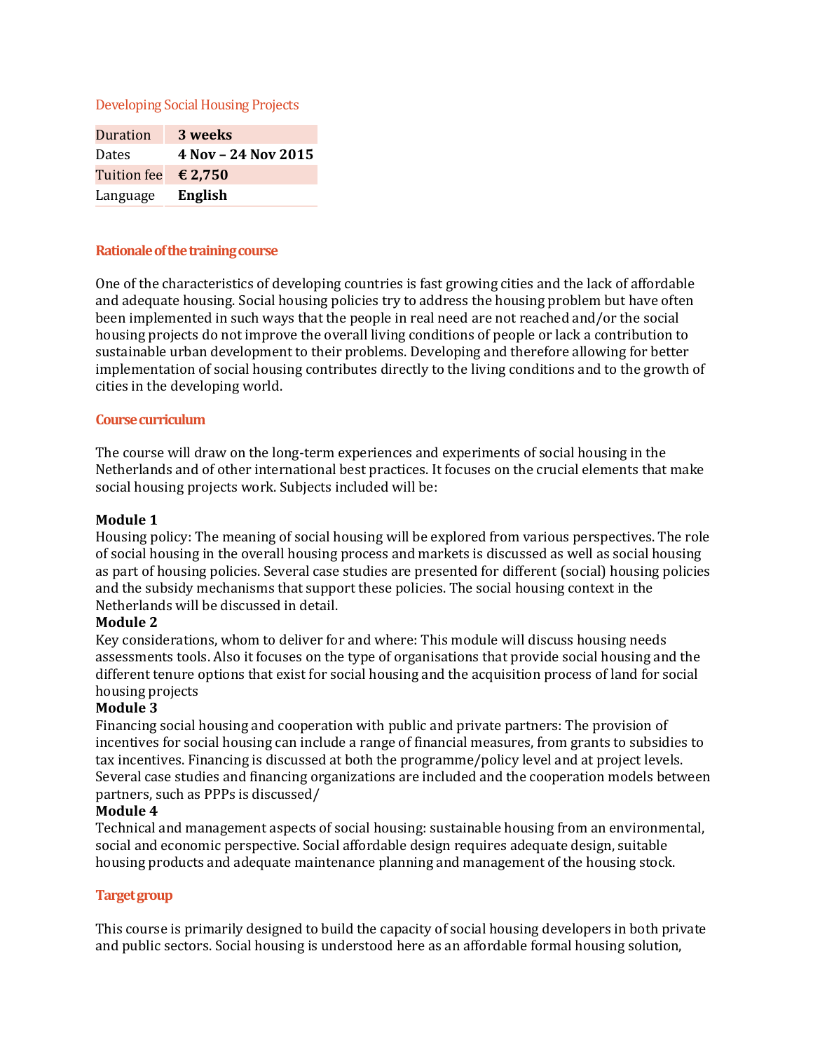# Developing Social Housing Projects

| Duration | **3 weeks** |
| --- | --- |
| Dates | **4 Nov – 24 Nov 2015** |
| Tuition fee | **€ 2,750** |
| Language | **English** |

## Rationale of the training course

One of the characteristics of developing countries is fast growing cities and the lack of affordable and adequate housing. Social housing policies try to address the housing problem but have often been implemented in such ways that the people in real need are not reached and/or the social housing projects do not improve the overall living conditions of people or lack a contribution to sustainable urban development to their problems. Developing and therefore allowing for better implementation of social housing contributes directly to the living conditions and to the growth of cities in the developing world.

## Course curriculum

The course will draw on the long-term experiences and experiments of social housing in the Netherlands and of other international best practices. It focuses on the crucial elements that make social housing projects work. Subjects included will be:

**Module 1**
Housing policy: The meaning of social housing will be explored from various perspectives. The role of social housing in the overall housing process and markets is discussed as well as social housing as part of housing policies. Several case studies are presented for different (social) housing policies and the subsidy mechanisms that support these policies. The social housing context in the Netherlands will be discussed in detail.

**Module 2**
Key considerations, whom to deliver for and where: This module will discuss housing needs assessments tools. Also it focuses on the type of organisations that provide social housing and the different tenure options that exist for social housing and the acquisition process of land for social housing projects

**Module 3**
Financing social housing and cooperation with public and private partners: The provision of incentives for social housing can include a range of financial measures, from grants to subsidies to tax incentives. Financing is discussed at both the programme/policy level and at project levels. Several case studies and financing organizations are included and the cooperation models between partners, such as PPPs is discussed/

**Module 4**
Technical and management aspects of social housing: sustainable housing from an environmental, social and economic perspective. Social affordable design requires adequate design, suitable housing products and adequate maintenance planning and management of the housing stock.

## Target group

This course is primarily designed to build the capacity of social housing developers in both private and public sectors. Social housing is understood here as an affordable formal housing solution,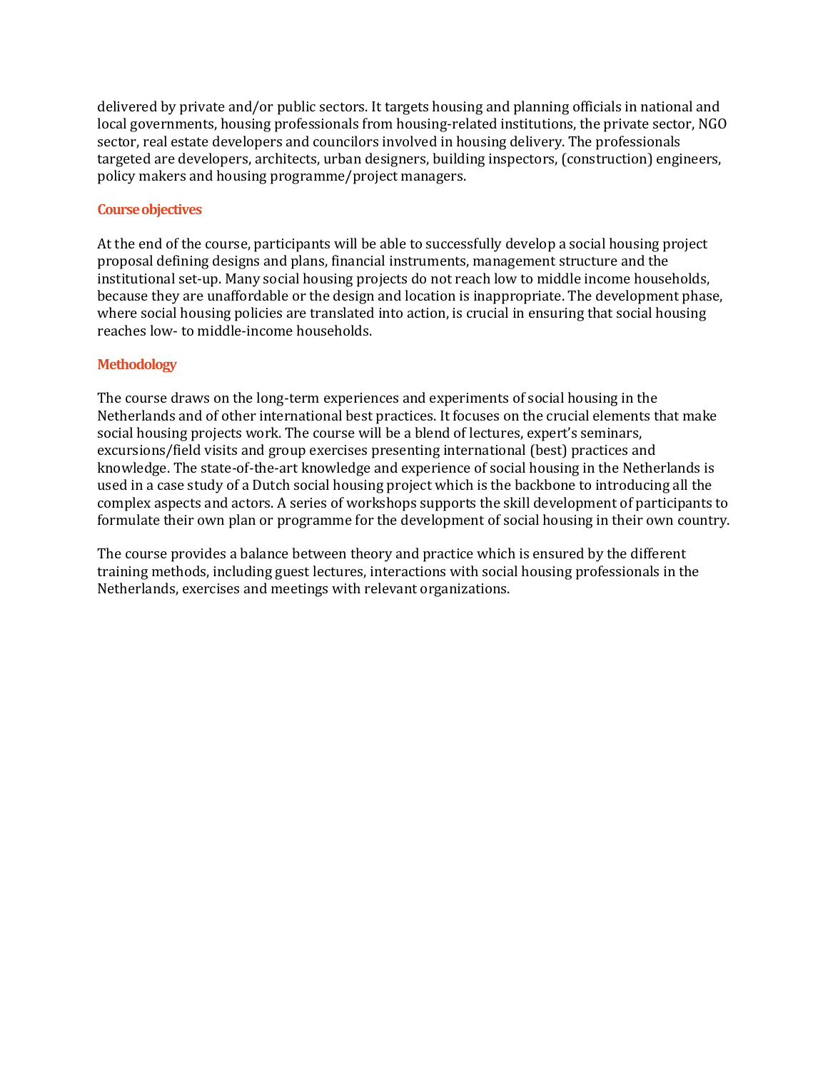delivered by private and/or public sectors. It targets housing and planning officials in national and local governments, housing professionals from housing-related institutions, the private sector, NGO sector, real estate developers and councilors involved in housing delivery. The professionals targeted are developers, architects, urban designers, building inspectors, (construction) engineers, policy makers and housing programme/project managers.

## Course objectives

At the end of the course, participants will be able to successfully develop a social housing project proposal defining designs and plans, financial instruments, management structure and the institutional set-up. Many social housing projects do not reach low to middle income households, because they are unaffordable or the design and location is inappropriate. The development phase, where social housing policies are translated into action, is crucial in ensuring that social housing reaches low- to middle-income households.

## Methodology

The course draws on the long-term experiences and experiments of social housing in the Netherlands and of other international best practices. It focuses on the crucial elements that make social housing projects work. The course will be a blend of lectures, expert's seminars, excursions/field visits and group exercises presenting international (best) practices and knowledge. The state-of-the-art knowledge and experience of social housing in the Netherlands is used in a case study of a Dutch social housing project which is the backbone to introducing all the complex aspects and actors. A series of workshops supports the skill development of participants to formulate their own plan or programme for the development of social housing in their own country.

The course provides a balance between theory and practice which is ensured by the different training methods, including guest lectures, interactions with social housing professionals in the Netherlands, exercises and meetings with relevant organizations.